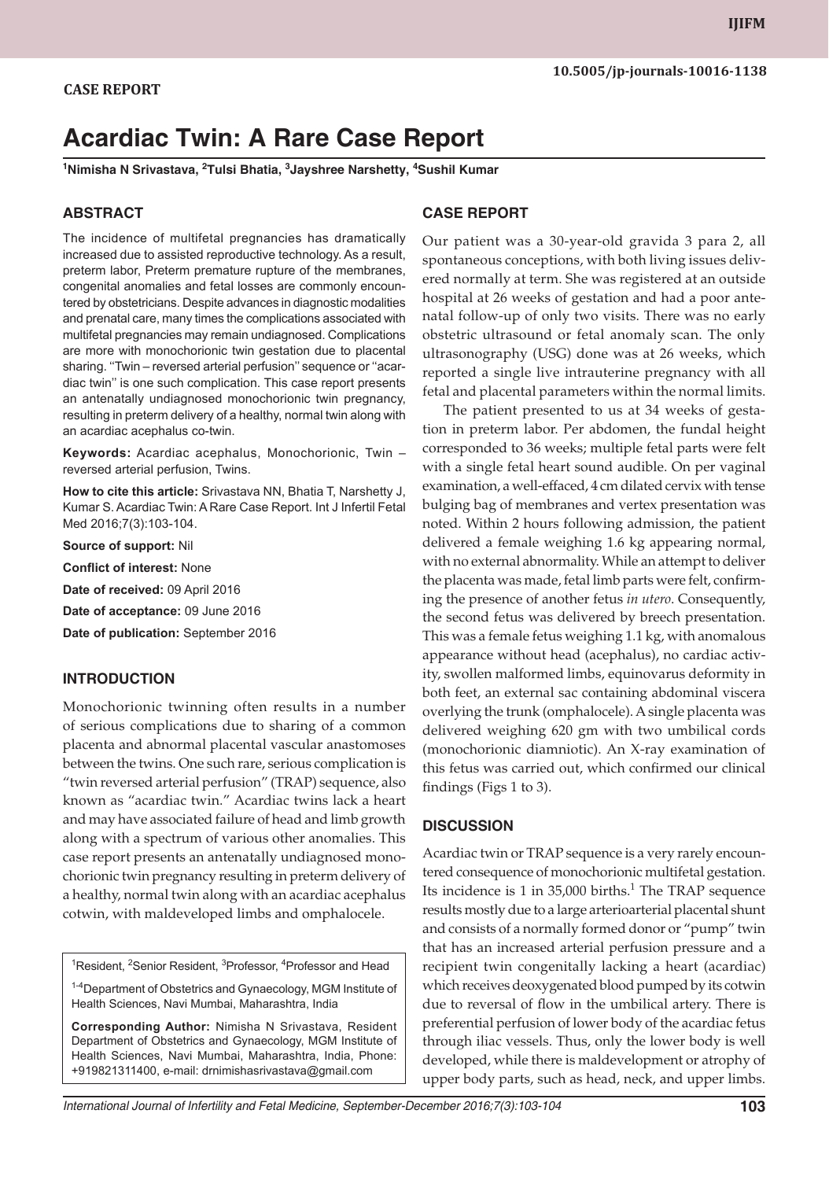**CASE REPORT**

10.5005/jp-journals-10016-1138

# Acardiac Twin: A Rare Case Report

[1]Nimisha N Srivastava, [2]Tulsi Bhatia, [3]Jayshree Narshetty, [4]Sushil Kumar

## ABSTRACT

The incidence of multifetal pregnancies has dramatically increased due to assisted reproductive technology. As a result, preterm labor, Preterm premature rupture of the membranes, congenital anomalies and fetal losses are commonly encountered by obstetricians. Despite advances in diagnostic modalities and prenatal care, many times the complications associated with multifetal pregnancies may remain undiagnosed. Complications are more with monochorionic twin gestation due to placental sharing. "Twin – reversed arterial perfusion" sequence or "acardiac twin" is one such complication. This case report presents an antenatally undiagnosed monochorionic twin pregnancy, resulting in preterm delivery of a healthy, normal twin along with an acardiac acephalus co-twin.

**Keywords:** Acardiac acephalus, Monochorionic, Twin – reversed arterial perfusion, Twins.

**How to cite this article:** Srivastava NN, Bhatia T, Narshetty J, Kumar S. Acardiac Twin: A Rare Case Report. Int J Infertil Fetal Med 2016;7(3):103-104.

**Source of support:** Nil

**Conflict of interest:** None

**Date of received:** 09 April 2016

**Date of acceptance:** 09 June 2016

**Date of publication:** September 2016

## INTRODUCTION

Monochorionic twinning often results in a number of serious complications due to sharing of a common placenta and abnormal placental vascular anastomoses between the twins. One such rare, serious complication is "twin reversed arterial perfusion" (TRAP) sequence, also known as "acardiac twin." Acardiac twins lack a heart and may have associated failure of head and limb growth along with a spectrum of various other anomalies. This case report presents an antenatally undiagnosed monochorionic twin pregnancy resulting in preterm delivery of a healthy, normal twin along with an acardiac acephalus cotwin, with maldeveloped limbs and omphalocele.

[1]Resident, [2]Senior Resident, [3]Professor, [4]Professor and Head

[1-4]Department of Obstetrics and Gynaecology, MGM Institute of Health Sciences, Navi Mumbai, Maharashtra, India

**Corresponding Author:** Nimisha N Srivastava, Resident Department of Obstetrics and Gynaecology, MGM Institute of Health Sciences, Navi Mumbai, Maharashtra, India, Phone: +919821311400, e-mail: drnimishasrivastava@gmail.com

## CASE REPORT

Our patient was a 30-year-old gravida 3 para 2, all spontaneous conceptions, with both living issues delivered normally at term. She was registered at an outside hospital at 26 weeks of gestation and had a poor antenatal follow-up of only two visits. There was no early obstetric ultrasound or fetal anomaly scan. The only ultrasonography (USG) done was at 26 weeks, which reported a single live intrauterine pregnancy with all fetal and placental parameters within the normal limits.

The patient presented to us at 34 weeks of gestation in preterm labor. Per abdomen, the fundal height corresponded to 36 weeks; multiple fetal parts were felt with a single fetal heart sound audible. On per vaginal examination, a well-effaced, 4 cm dilated cervix with tense bulging bag of membranes and vertex presentation was noted. Within 2 hours following admission, the patient delivered a female weighing 1.6 kg appearing normal, with no external abnormality. While an attempt to deliver the placenta was made, fetal limb parts were felt, confirming the presence of another fetus *in utero*. Consequently, the second fetus was delivered by breech presentation. This was a female fetus weighing 1.1 kg, with anomalous appearance without head (acephalus), no cardiac activity, swollen malformed limbs, equinovarus deformity in both feet, an external sac containing abdominal viscera overlying the trunk (omphalocele). A single placenta was delivered weighing 620 gm with two umbilical cords (monochorionic diamniotic). An X-ray examination of this fetus was carried out, which confirmed our clinical findings (Figs 1 to 3).

## DISCUSSION

Acardiac twin or TRAP sequence is a very rarely encountered consequence of monochorionic multifetal gestation. Its incidence is 1 in 35,000 births.[1] The TRAP sequence results mostly due to a large arterioarterial placental shunt and consists of a normally formed donor or "pump" twin that has an increased arterial perfusion pressure and a recipient twin congenitally lacking a heart (acardiac) which receives deoxygenated blood pumped by its cotwin due to reversal of flow in the umbilical artery. There is preferential perfusion of lower body of the acardiac fetus through iliac vessels. Thus, only the lower body is well developed, while there is maldevelopment or atrophy of upper body parts, such as head, neck, and upper limbs.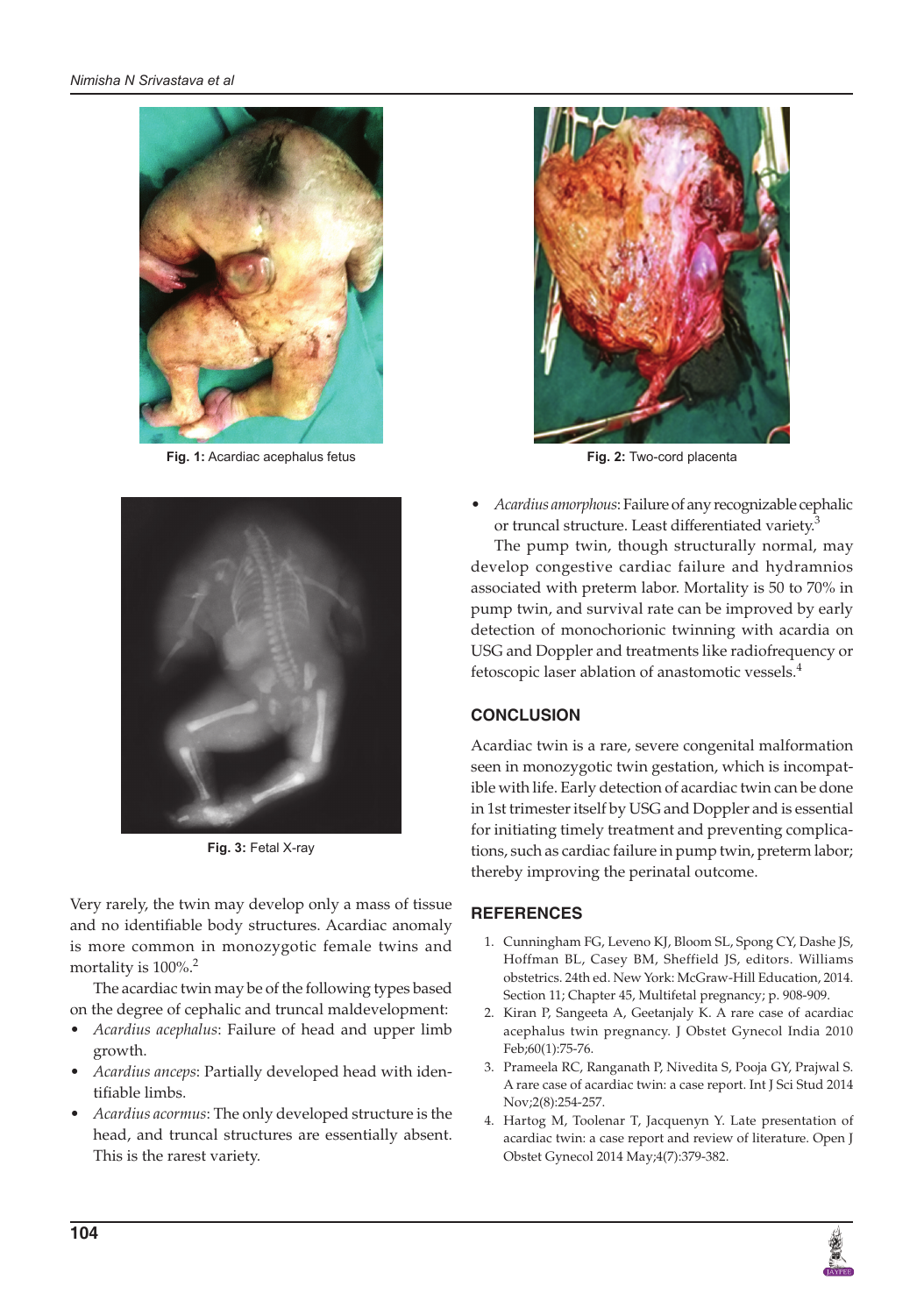Fig. 1: Acardiac acephalus fetus

Fig. 2: Two-cord placenta

Fig. 3: Fetal X-ray

Very rarely, the twin may develop only a mass of tissue and no identifiable body structures. Acardiac anomaly is more common in monozygotic female twins and mortality is 100%.[2]

The acardiac twin may be of the following types based on the degree of cephalic and truncal maldevelopment:

- *Acardius acephalus*: Failure of head and upper limb growth.
- *Acardius anceps*: Partially developed head with identifiable limbs.
- *Acardius acormus*: The only developed structure is the head, and truncal structures are essentially absent. This is the rarest variety.
- *Acardius amorphous*: Failure of any recognizable cephalic or truncal structure. Least differentiated variety.[3]

The pump twin, though structurally normal, may develop congestive cardiac failure and hydramnios associated with preterm labor. Mortality is 50 to 70% in pump twin, and survival rate can be improved by early detection of monochorionic twinning with acardia on USG and Doppler and treatments like radiofrequency or fetoscopic laser ablation of anastomotic vessels.[4]

## CONCLUSION

Acardiac twin is a rare, severe congenital malformation seen in monozygotic twin gestation, which is incompatible with life. Early detection of acardiac twin can be done in 1st trimester itself by USG and Doppler and is essential for initiating timely treatment and preventing complications, such as cardiac failure in pump twin, preterm labor; thereby improving the perinatal outcome.

## REFERENCES

1. Cunningham FG, Leveno KJ, Bloom SL, Spong CY, Dashe JS, Hoffman BL, Casey BM, Sheffield JS, editors. Williams obstetrics. 24th ed. New York: McGraw-Hill Education, 2014. Section 11; Chapter 45, Multifetal pregnancy; p. 908-909.
2. Kiran P, Sangeeta A, Geetanjaly K. A rare case of acardiac acephalus twin pregnancy. J Obstet Gynecol India 2010 Feb;60(1):75-76.
3. Prameela RC, Ranganath P, Nivedita S, Pooja GY, Prajwal S. A rare case of acardiac twin: a case report. Int J Sci Stud 2014 Nov;2(8):254-257.
4. Hartog M, Toolenar T, Jacquenyn Y. Late presentation of acardiac twin: a case report and review of literature. Open J Obstet Gynecol 2014 May;4(7):379-382.